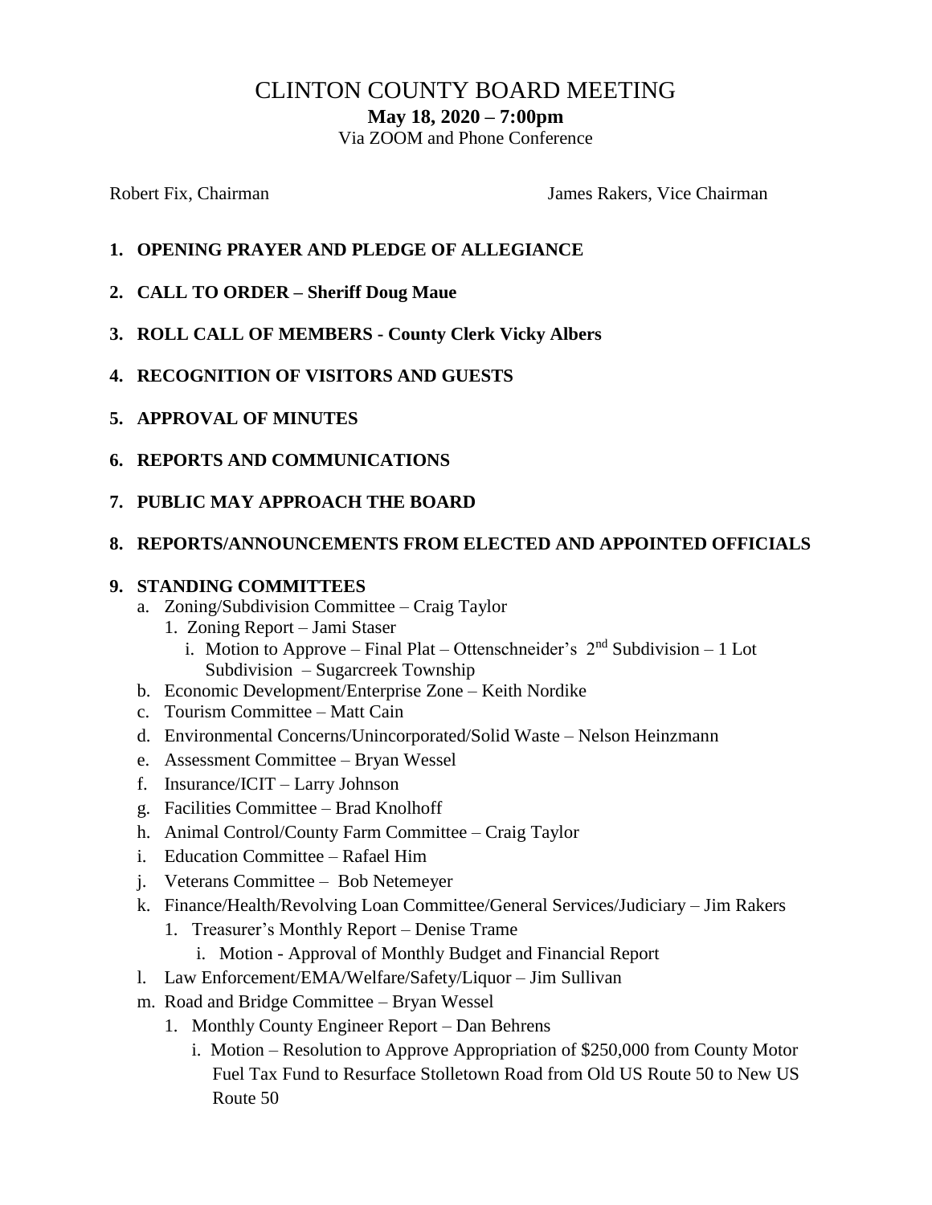# CLINTON COUNTY BOARD MEETING

**May 18, 2020 – 7:00pm**

Via ZOOM and Phone Conference

Robert Fix, Chairman

James Rakers, Vice Chairman

1. **OPENING PRAYER AND PLEDGE OF ALLEGIANCE**
2. **CALL TO ORDER – Sheriff Doug Maue**
3. **ROLL CALL OF MEMBERS - County Clerk Vicky Albers**
4. **RECOGNITION OF VISITORS AND GUESTS**
5. **APPROVAL OF MINUTES**
6. **REPORTS AND COMMUNICATIONS**
7. **PUBLIC MAY APPROACH THE BOARD**
8. **REPORTS/ANNOUNCEMENTS FROM ELECTED AND APPOINTED OFFICIALS**
9. **STANDING COMMITTEES**
   a. Zoning/Subdivision Committee – Craig Taylor
      1. Zoning Report – Jami Staser
         i. Motion to Approve – Final Plat – Ottenschneider's 2nd Subdivision – 1 Lot Subdivision – Sugarcreek Township
   b. Economic Development/Enterprise Zone – Keith Nordike
   c. Tourism Committee – Matt Cain
   d. Environmental Concerns/Unincorporated/Solid Waste – Nelson Heinzmann
   e. Assessment Committee – Bryan Wessel
   f. Insurance/ICIT – Larry Johnson
   g. Facilities Committee – Brad Knolhoff
   h. Animal Control/County Farm Committee – Craig Taylor
   i. Education Committee – Rafael Him
   j. Veterans Committee – Bob Netemeyer
   k. Finance/Health/Revolving Loan Committee/General Services/Judiciary – Jim Rakers
      1. Treasurer's Monthly Report – Denise Trame
         i. Motion - Approval of Monthly Budget and Financial Report
   l. Law Enforcement/EMA/Welfare/Safety/Liquor – Jim Sullivan
   m. Road and Bridge Committee – Bryan Wessel
      1. Monthly County Engineer Report – Dan Behrens
         i. Motion – Resolution to Approve Appropriation of $250,000 from County Motor Fuel Tax Fund to Resurface Stolletown Road from Old US Route 50 to New US Route 50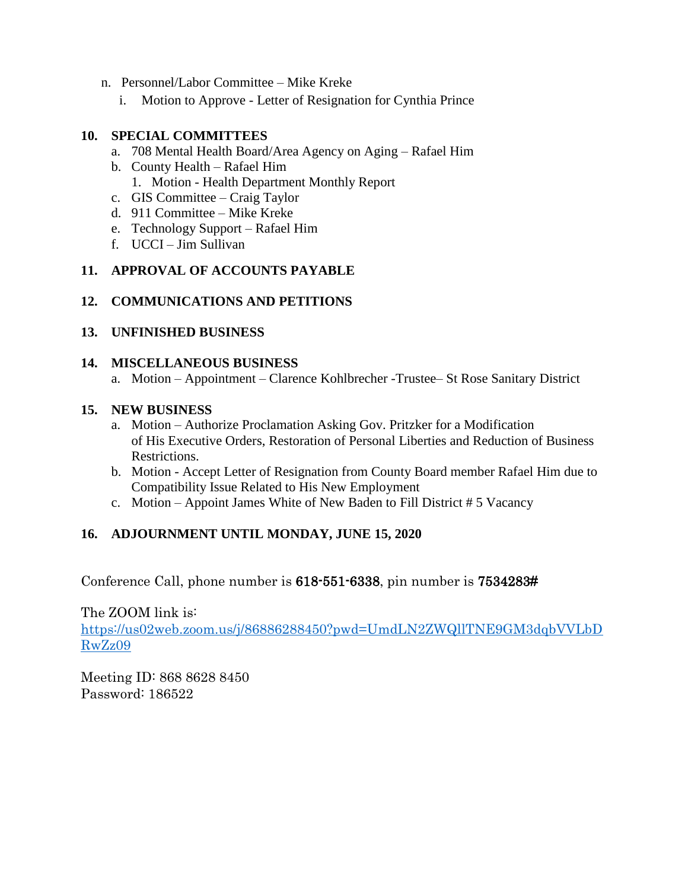n. Personnel/Labor Committee – Mike Kreke
    i. Motion to Approve - Letter of Resignation for Cynthia Prince

**10. SPECIAL COMMITTEES**

a. 708 Mental Health Board/Area Agency on Aging – Rafael Him
b. County Health – Rafael Him
    1. Motion - Health Department Monthly Report
c. GIS Committee – Craig Taylor
d. 911 Committee – Mike Kreke
e. Technology Support – Rafael Him
f. UCCI – Jim Sullivan

**11. APPROVAL OF ACCOUNTS PAYABLE**

**12. COMMUNICATIONS AND PETITIONS**

**13. UNFINISHED BUSINESS**

**14. MISCELLANEOUS BUSINESS**

a. Motion – Appointment – Clarence Kohlbrecher -Trustee– St Rose Sanitary District

**15. NEW BUSINESS**

a. Motion – Authorize Proclamation Asking Gov. Pritzker for a Modification of His Executive Orders, Restoration of Personal Liberties and Reduction of Business Restrictions.
b. Motion - Accept Letter of Resignation from County Board member Rafael Him due to Compatibility Issue Related to His New Employment
c. Motion – Appoint James White of New Baden to Fill District # 5 Vacancy

**16. ADJOURNMENT UNTIL MONDAY, JUNE 15, 2020**

Conference Call, phone number is **618-551-6338**, pin number is **7534283#**

The ZOOM link is:
https://us02web.zoom.us/j/86886288450?pwd=UmdLN2ZWQllTNE9GM3dqbVVLbDRwZz09

Meeting ID: 868 8628 8450
Password: 186522